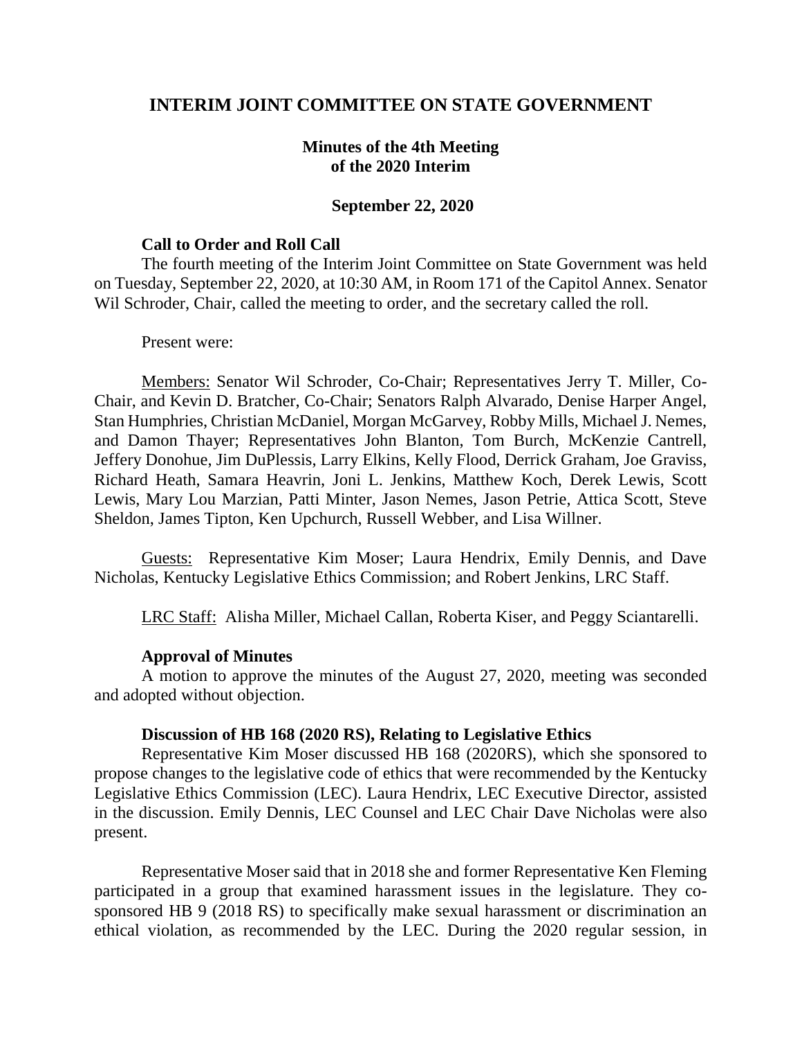# INTERIM JOINT COMMITTEE ON STATE GOVERNMENT

## Minutes of the 4th Meeting of the 2020 Interim

### September 22, 2020

**Call to Order and Roll Call**

The fourth meeting of the Interim Joint Committee on State Government was held on Tuesday, September 22, 2020, at 10:30 AM, in Room 171 of the Capitol Annex. Senator Wil Schroder, Chair, called the meeting to order, and the secretary called the roll.

Present were:

Members: Senator Wil Schroder, Co-Chair; Representatives Jerry T. Miller, Co-Chair, and Kevin D. Bratcher, Co-Chair; Senators Ralph Alvarado, Denise Harper Angel, Stan Humphries, Christian McDaniel, Morgan McGarvey, Robby Mills, Michael J. Nemes, and Damon Thayer; Representatives John Blanton, Tom Burch, McKenzie Cantrell, Jeffery Donohue, Jim DuPlessis, Larry Elkins, Kelly Flood, Derrick Graham, Joe Graviss, Richard Heath, Samara Heavrin, Joni L. Jenkins, Matthew Koch, Derek Lewis, Scott Lewis, Mary Lou Marzian, Patti Minter, Jason Nemes, Jason Petrie, Attica Scott, Steve Sheldon, James Tipton, Ken Upchurch, Russell Webber, and Lisa Willner.

Guests: Representative Kim Moser; Laura Hendrix, Emily Dennis, and Dave Nicholas, Kentucky Legislative Ethics Commission; and Robert Jenkins, LRC Staff.

LRC Staff: Alisha Miller, Michael Callan, Roberta Kiser, and Peggy Sciantarelli.

**Approval of Minutes**

A motion to approve the minutes of the August 27, 2020, meeting was seconded and adopted without objection.

**Discussion of HB 168 (2020 RS), Relating to Legislative Ethics**

Representative Kim Moser discussed HB 168 (2020RS), which she sponsored to propose changes to the legislative code of ethics that were recommended by the Kentucky Legislative Ethics Commission (LEC). Laura Hendrix, LEC Executive Director, assisted in the discussion. Emily Dennis, LEC Counsel and LEC Chair Dave Nicholas were also present.

Representative Moser said that in 2018 she and former Representative Ken Fleming participated in a group that examined harassment issues in the legislature. They co-sponsored HB 9 (2018 RS) to specifically make sexual harassment or discrimination an ethical violation, as recommended by the LEC. During the 2020 regular session, in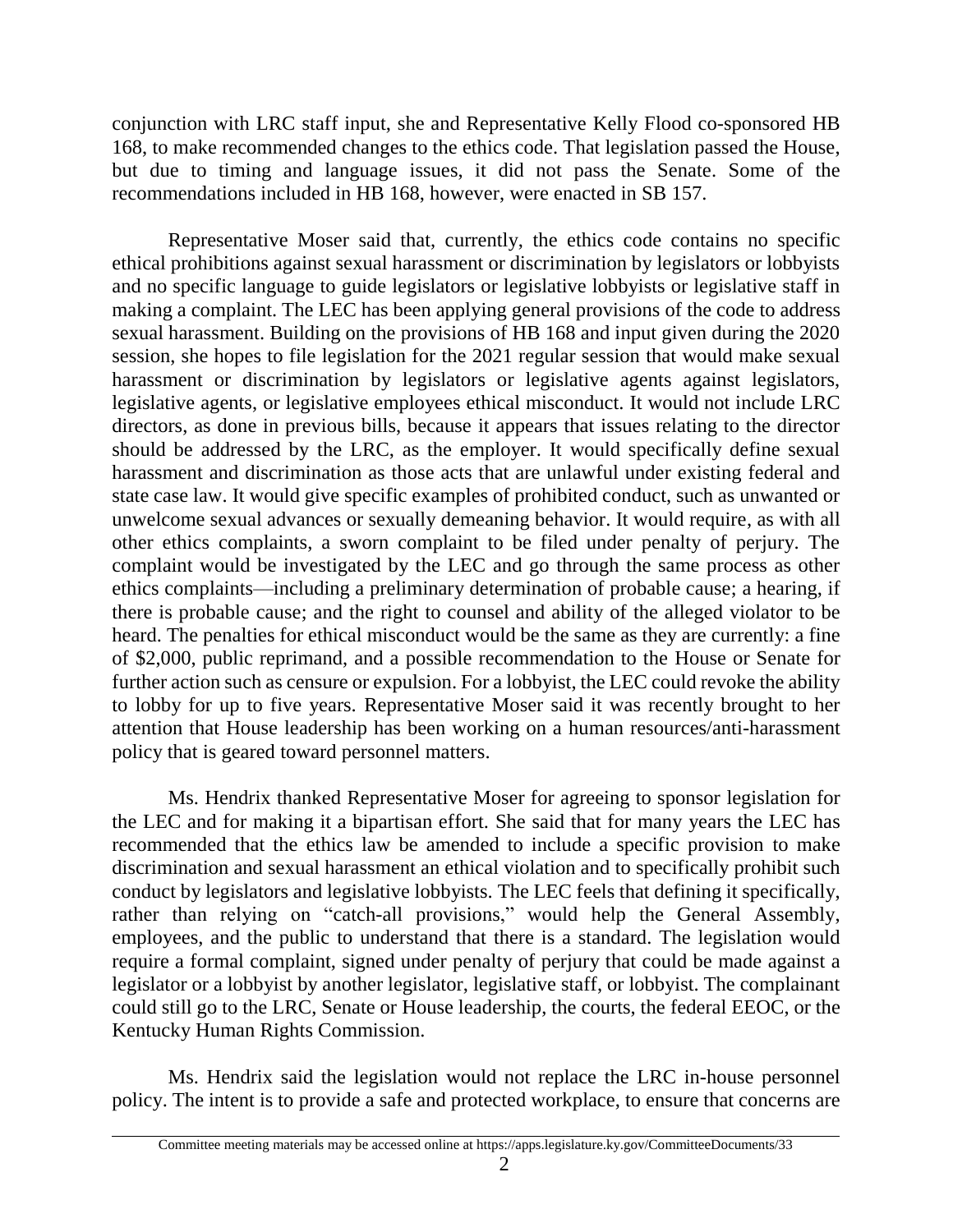conjunction with LRC staff input, she and Representative Kelly Flood co-sponsored HB 168, to make recommended changes to the ethics code. That legislation passed the House, but due to timing and language issues, it did not pass the Senate. Some of the recommendations included in HB 168, however, were enacted in SB 157.

Representative Moser said that, currently, the ethics code contains no specific ethical prohibitions against sexual harassment or discrimination by legislators or lobbyists and no specific language to guide legislators or legislative lobbyists or legislative staff in making a complaint. The LEC has been applying general provisions of the code to address sexual harassment. Building on the provisions of HB 168 and input given during the 2020 session, she hopes to file legislation for the 2021 regular session that would make sexual harassment or discrimination by legislators or legislative agents against legislators, legislative agents, or legislative employees ethical misconduct. It would not include LRC directors, as done in previous bills, because it appears that issues relating to the director should be addressed by the LRC, as the employer. It would specifically define sexual harassment and discrimination as those acts that are unlawful under existing federal and state case law. It would give specific examples of prohibited conduct, such as unwanted or unwelcome sexual advances or sexually demeaning behavior. It would require, as with all other ethics complaints, a sworn complaint to be filed under penalty of perjury. The complaint would be investigated by the LEC and go through the same process as other ethics complaints—including a preliminary determination of probable cause; a hearing, if there is probable cause; and the right to counsel and ability of the alleged violator to be heard. The penalties for ethical misconduct would be the same as they are currently: a fine of $2,000, public reprimand, and a possible recommendation to the House or Senate for further action such as censure or expulsion. For a lobbyist, the LEC could revoke the ability to lobby for up to five years. Representative Moser said it was recently brought to her attention that House leadership has been working on a human resources/anti-harassment policy that is geared toward personnel matters.

Ms. Hendrix thanked Representative Moser for agreeing to sponsor legislation for the LEC and for making it a bipartisan effort. She said that for many years the LEC has recommended that the ethics law be amended to include a specific provision to make discrimination and sexual harassment an ethical violation and to specifically prohibit such conduct by legislators and legislative lobbyists. The LEC feels that defining it specifically, rather than relying on "catch-all provisions," would help the General Assembly, employees, and the public to understand that there is a standard. The legislation would require a formal complaint, signed under penalty of perjury that could be made against a legislator or a lobbyist by another legislator, legislative staff, or lobbyist. The complainant could still go to the LRC, Senate or House leadership, the courts, the federal EEOC, or the Kentucky Human Rights Commission.

Ms. Hendrix said the legislation would not replace the LRC in-house personnel policy. The intent is to provide a safe and protected workplace, to ensure that concerns are

Committee meeting materials may be accessed online at https://apps.legislature.ky.gov/CommitteeDocuments/33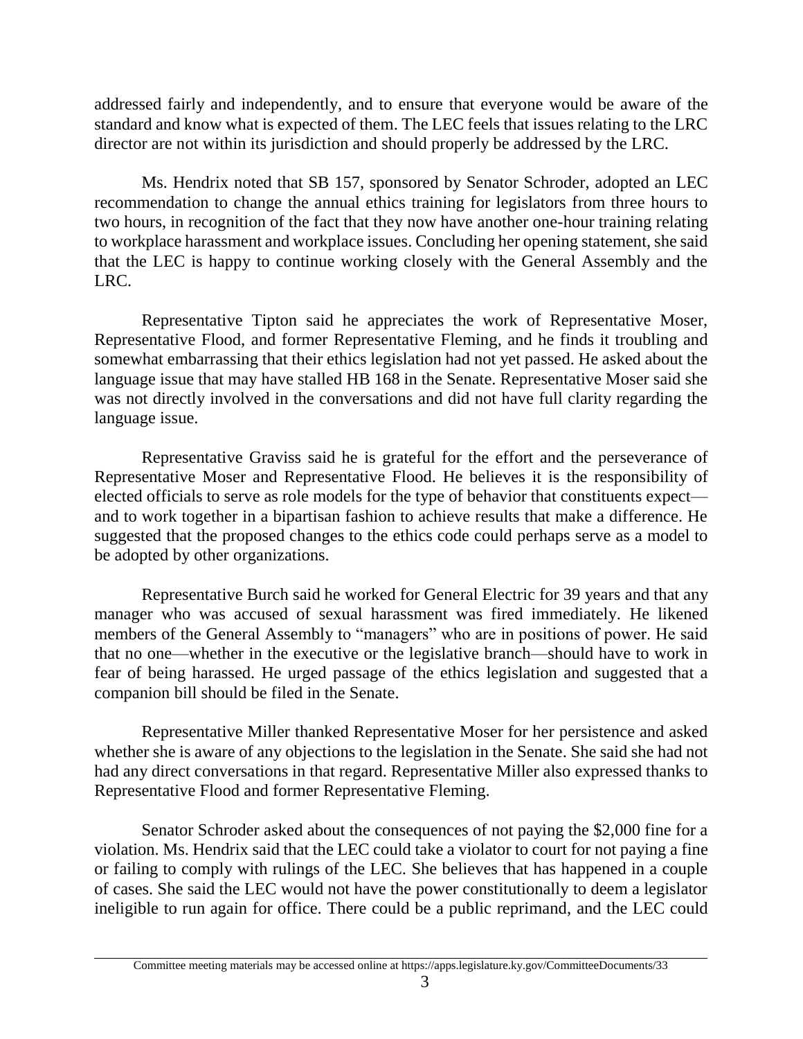addressed fairly and independently, and to ensure that everyone would be aware of the standard and know what is expected of them. The LEC feels that issues relating to the LRC director are not within its jurisdiction and should properly be addressed by the LRC.

Ms. Hendrix noted that SB 157, sponsored by Senator Schroder, adopted an LEC recommendation to change the annual ethics training for legislators from three hours to two hours, in recognition of the fact that they now have another one-hour training relating to workplace harassment and workplace issues. Concluding her opening statement, she said that the LEC is happy to continue working closely with the General Assembly and the LRC.

Representative Tipton said he appreciates the work of Representative Moser, Representative Flood, and former Representative Fleming, and he finds it troubling and somewhat embarrassing that their ethics legislation had not yet passed. He asked about the language issue that may have stalled HB 168 in the Senate. Representative Moser said she was not directly involved in the conversations and did not have full clarity regarding the language issue.

Representative Graviss said he is grateful for the effort and the perseverance of Representative Moser and Representative Flood. He believes it is the responsibility of elected officials to serve as role models for the type of behavior that constituents expect—and to work together in a bipartisan fashion to achieve results that make a difference. He suggested that the proposed changes to the ethics code could perhaps serve as a model to be adopted by other organizations.

Representative Burch said he worked for General Electric for 39 years and that any manager who was accused of sexual harassment was fired immediately. He likened members of the General Assembly to "managers" who are in positions of power. He said that no one—whether in the executive or the legislative branch—should have to work in fear of being harassed. He urged passage of the ethics legislation and suggested that a companion bill should be filed in the Senate.

Representative Miller thanked Representative Moser for her persistence and asked whether she is aware of any objections to the legislation in the Senate. She said she had not had any direct conversations in that regard. Representative Miller also expressed thanks to Representative Flood and former Representative Fleming.

Senator Schroder asked about the consequences of not paying the $2,000 fine for a violation. Ms. Hendrix said that the LEC could take a violator to court for not paying a fine or failing to comply with rulings of the LEC. She believes that has happened in a couple of cases. She said the LEC would not have the power constitutionally to deem a legislator ineligible to run again for office. There could be a public reprimand, and the LEC could

Committee meeting materials may be accessed online at https://apps.legislature.ky.gov/CommitteeDocuments/33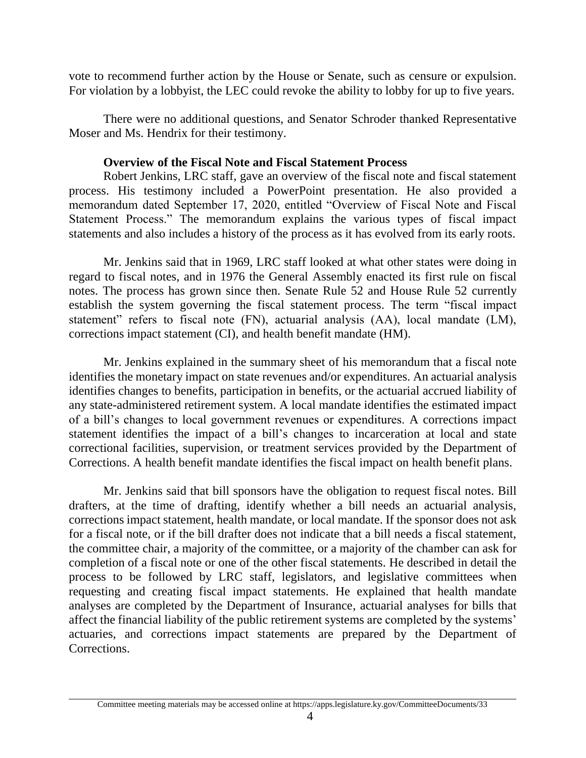vote to recommend further action by the House or Senate, such as censure or expulsion. For violation by a lobbyist, the LEC could revoke the ability to lobby for up to five years.

There were no additional questions, and Senator Schroder thanked Representative Moser and Ms. Hendrix for their testimony.

**Overview of the Fiscal Note and Fiscal Statement Process**

Robert Jenkins, LRC staff, gave an overview of the fiscal note and fiscal statement process. His testimony included a PowerPoint presentation. He also provided a memorandum dated September 17, 2020, entitled "Overview of Fiscal Note and Fiscal Statement Process." The memorandum explains the various types of fiscal impact statements and also includes a history of the process as it has evolved from its early roots.

Mr. Jenkins said that in 1969, LRC staff looked at what other states were doing in regard to fiscal notes, and in 1976 the General Assembly enacted its first rule on fiscal notes. The process has grown since then. Senate Rule 52 and House Rule 52 currently establish the system governing the fiscal statement process. The term "fiscal impact statement" refers to fiscal note (FN), actuarial analysis (AA), local mandate (LM), corrections impact statement (CI), and health benefit mandate (HM).

Mr. Jenkins explained in the summary sheet of his memorandum that a fiscal note identifies the monetary impact on state revenues and/or expenditures. An actuarial analysis identifies changes to benefits, participation in benefits, or the actuarial accrued liability of any state-administered retirement system. A local mandate identifies the estimated impact of a bill's changes to local government revenues or expenditures. A corrections impact statement identifies the impact of a bill's changes to incarceration at local and state correctional facilities, supervision, or treatment services provided by the Department of Corrections. A health benefit mandate identifies the fiscal impact on health benefit plans.

Mr. Jenkins said that bill sponsors have the obligation to request fiscal notes. Bill drafters, at the time of drafting, identify whether a bill needs an actuarial analysis, corrections impact statement, health mandate, or local mandate. If the sponsor does not ask for a fiscal note, or if the bill drafter does not indicate that a bill needs a fiscal statement, the committee chair, a majority of the committee, or a majority of the chamber can ask for completion of a fiscal note or one of the other fiscal statements. He described in detail the process to be followed by LRC staff, legislators, and legislative committees when requesting and creating fiscal impact statements. He explained that health mandate analyses are completed by the Department of Insurance, actuarial analyses for bills that affect the financial liability of the public retirement systems are completed by the systems' actuaries, and corrections impact statements are prepared by the Department of Corrections.

Committee meeting materials may be accessed online at https://apps.legislature.ky.gov/CommitteeDocuments/33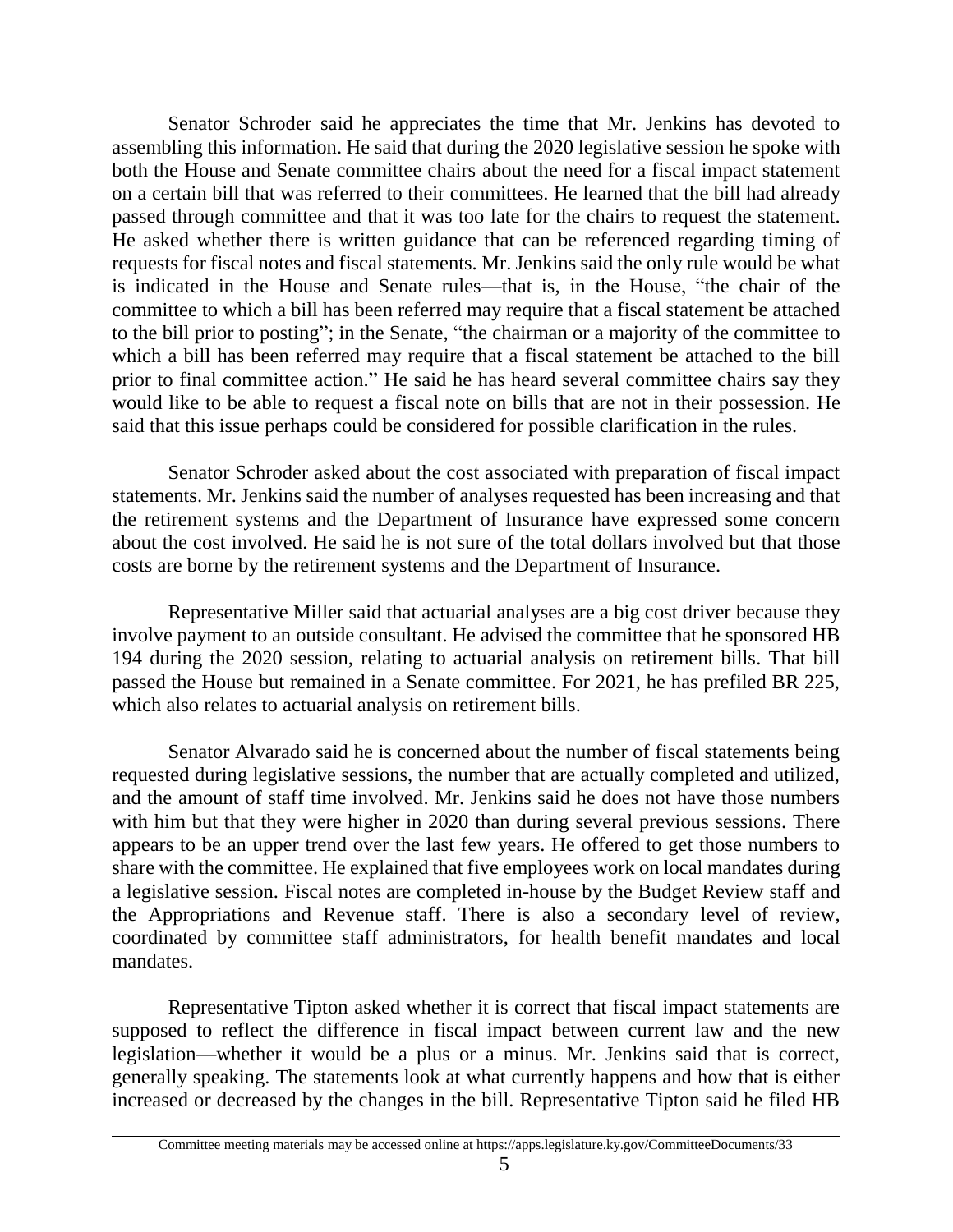Senator Schroder said he appreciates the time that Mr. Jenkins has devoted to assembling this information. He said that during the 2020 legislative session he spoke with both the House and Senate committee chairs about the need for a fiscal impact statement on a certain bill that was referred to their committees. He learned that the bill had already passed through committee and that it was too late for the chairs to request the statement. He asked whether there is written guidance that can be referenced regarding timing of requests for fiscal notes and fiscal statements. Mr. Jenkins said the only rule would be what is indicated in the House and Senate rules—that is, in the House, "the chair of the committee to which a bill has been referred may require that a fiscal statement be attached to the bill prior to posting"; in the Senate, "the chairman or a majority of the committee to which a bill has been referred may require that a fiscal statement be attached to the bill prior to final committee action." He said he has heard several committee chairs say they would like to be able to request a fiscal note on bills that are not in their possession. He said that this issue perhaps could be considered for possible clarification in the rules.

Senator Schroder asked about the cost associated with preparation of fiscal impact statements. Mr. Jenkins said the number of analyses requested has been increasing and that the retirement systems and the Department of Insurance have expressed some concern about the cost involved. He said he is not sure of the total dollars involved but that those costs are borne by the retirement systems and the Department of Insurance.

Representative Miller said that actuarial analyses are a big cost driver because they involve payment to an outside consultant. He advised the committee that he sponsored HB 194 during the 2020 session, relating to actuarial analysis on retirement bills. That bill passed the House but remained in a Senate committee. For 2021, he has prefiled BR 225, which also relates to actuarial analysis on retirement bills.

Senator Alvarado said he is concerned about the number of fiscal statements being requested during legislative sessions, the number that are actually completed and utilized, and the amount of staff time involved. Mr. Jenkins said he does not have those numbers with him but that they were higher in 2020 than during several previous sessions. There appears to be an upper trend over the last few years. He offered to get those numbers to share with the committee. He explained that five employees work on local mandates during a legislative session. Fiscal notes are completed in-house by the Budget Review staff and the Appropriations and Revenue staff. There is also a secondary level of review, coordinated by committee staff administrators, for health benefit mandates and local mandates.

Representative Tipton asked whether it is correct that fiscal impact statements are supposed to reflect the difference in fiscal impact between current law and the new legislation—whether it would be a plus or a minus. Mr. Jenkins said that is correct, generally speaking. The statements look at what currently happens and how that is either increased or decreased by the changes in the bill. Representative Tipton said he filed HB

Committee meeting materials may be accessed online at https://apps.legislature.ky.gov/CommitteeDocuments/33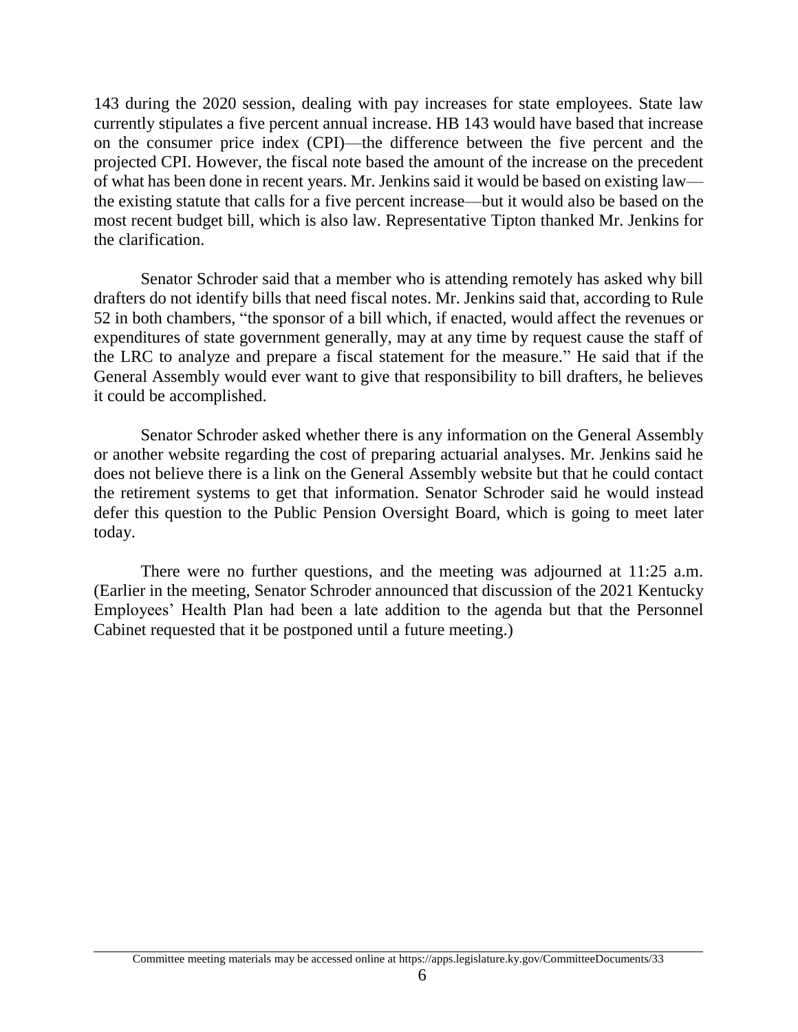143 during the 2020 session, dealing with pay increases for state employees. State law currently stipulates a five percent annual increase. HB 143 would have based that increase on the consumer price index (CPI)—the difference between the five percent and the projected CPI. However, the fiscal note based the amount of the increase on the precedent of what has been done in recent years. Mr. Jenkins said it would be based on existing law—the existing statute that calls for a five percent increase—but it would also be based on the most recent budget bill, which is also law. Representative Tipton thanked Mr. Jenkins for the clarification.

Senator Schroder said that a member who is attending remotely has asked why bill drafters do not identify bills that need fiscal notes. Mr. Jenkins said that, according to Rule 52 in both chambers, "the sponsor of a bill which, if enacted, would affect the revenues or expenditures of state government generally, may at any time by request cause the staff of the LRC to analyze and prepare a fiscal statement for the measure." He said that if the General Assembly would ever want to give that responsibility to bill drafters, he believes it could be accomplished.

Senator Schroder asked whether there is any information on the General Assembly or another website regarding the cost of preparing actuarial analyses. Mr. Jenkins said he does not believe there is a link on the General Assembly website but that he could contact the retirement systems to get that information. Senator Schroder said he would instead defer this question to the Public Pension Oversight Board, which is going to meet later today.

There were no further questions, and the meeting was adjourned at 11:25 a.m. (Earlier in the meeting, Senator Schroder announced that discussion of the 2021 Kentucky Employees' Health Plan had been a late addition to the agenda but that the Personnel Cabinet requested that it be postponed until a future meeting.)

Committee meeting materials may be accessed online at https://apps.legislature.ky.gov/CommitteeDocuments/33